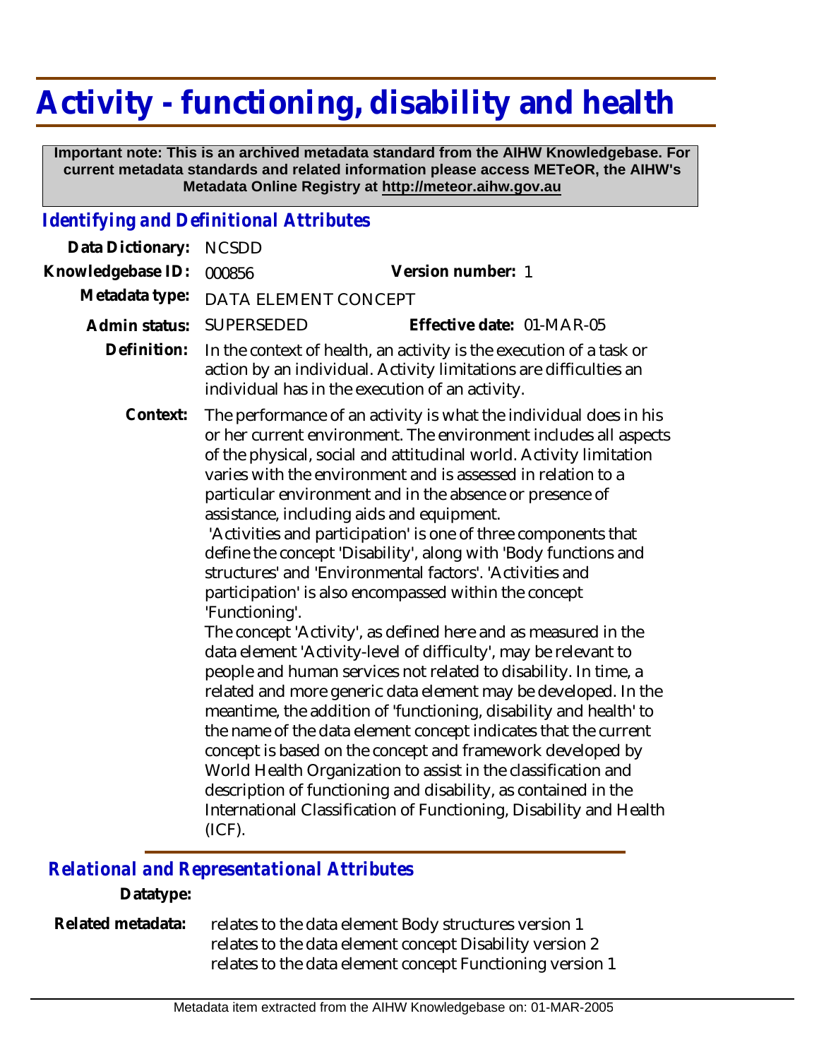# Activity - functioning, disability and health

**Important note: This is an archived metadata standard from the AIHW Knowledgebase. For current metadata standards and related information please access METeOR, the AIHW's Metadata Online Registry at http://meteor.aihw.gov.au**

## *Identifying and Definitional Attributes*

**Data Dictionary:** NCSDD

**Knowledgebase ID:** 000856 **Version number:** 1

**Metadata type:** DATA ELEMENT CONCEPT

**Admin status:** SUPERSEDED **Effective date:** 01-MAR-05

**Definition:** In the context of health, an activity is the execution of a task or action by an individual. Activity limitations are difficulties an individual has in the execution of an activity.

**Context:** The performance of an activity is what the individual does in his or her current environment. The environment includes all aspects of the physical, social and attitudinal world. Activity limitation varies with the environment and is assessed in relation to a particular environment and in the absence or presence of assistance, including aids and equipment.

'Activities and participation' is one of three components that define the concept 'Disability', along with 'Body functions and structures' and 'Environmental factors'. 'Activities and participation' is also encompassed within the concept 'Functioning'.

The concept 'Activity', as defined here and as measured in the data element 'Activity-level of difficulty', may be relevant to people and human services not related to disability. In time, a related and more generic data element may be developed. In the meantime, the addition of 'functioning, disability and health' to the name of the data element concept indicates that the current concept is based on the concept and framework developed by World Health Organization to assist in the classification and description of functioning and disability, as contained in the International Classification of Functioning, Disability and Health (ICF).

## *Relational and Representational Attributes*

**Datatype:**

**Related metadata:** relates to the data element Body structures version 1
relates to the data element concept Disability version 2
relates to the data element concept Functioning version 1

Metadata item extracted from the AIHW Knowledgebase on: 01-MAR-2005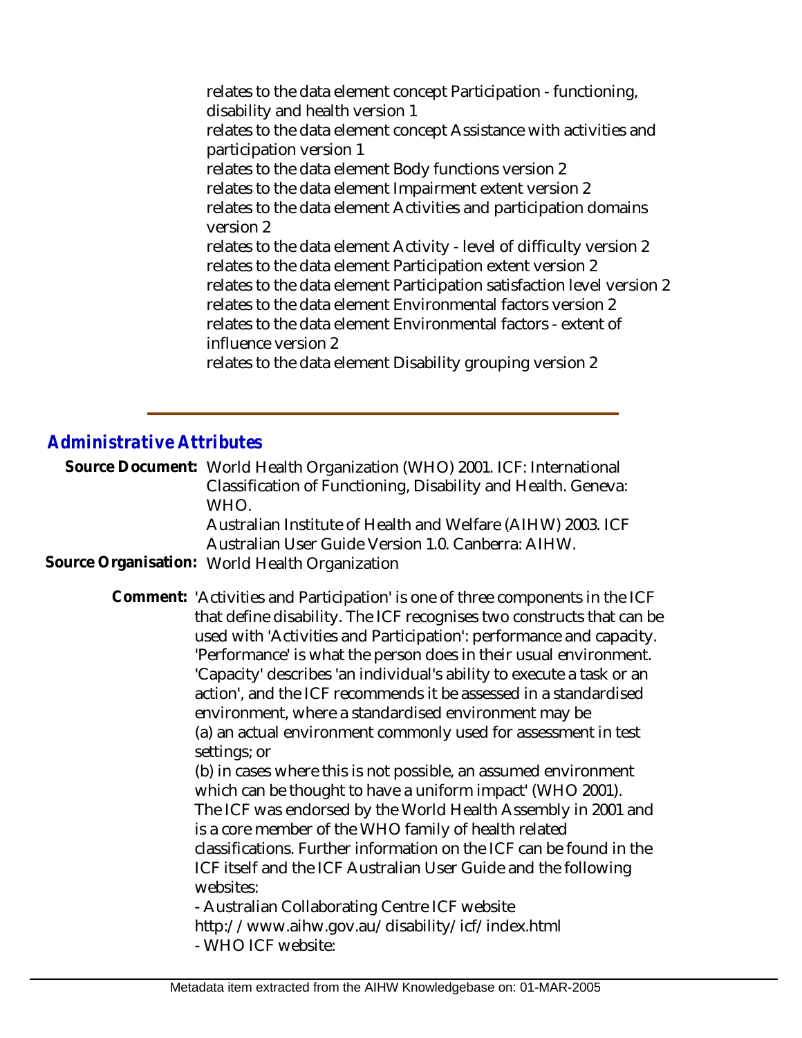relates to the data element concept Participation - functioning, disability and health version 1
relates to the data element concept Assistance with activities and participation version 1
relates to the data element Body functions version 2
relates to the data element Impairment extent version 2
relates to the data element Activities and participation domains version 2
relates to the data element Activity - level of difficulty version 2
relates to the data element Participation extent version 2
relates to the data element Participation satisfaction level version 2
relates to the data element Environmental factors version 2
relates to the data element Environmental factors - extent of influence version 2
relates to the data element Disability grouping version 2

---

## *Administrative Attributes*

**Source Document:** World Health Organization (WHO) 2001. ICF: International Classification of Functioning, Disability and Health. Geneva: WHO.
Australian Institute of Health and Welfare (AIHW) 2003. ICF Australian User Guide Version 1.0. Canberra: AIHW.

**Source Organisation:** World Health Organization

**Comment:** 'Activities and Participation' is one of three components in the ICF that define disability. The ICF recognises two constructs that can be used with 'Activities and Participation': performance and capacity. 'Performance' is what the person does in their usual environment. 'Capacity' describes 'an individual's ability to execute a task or an action', and the ICF recommends it be assessed in a standardised environment, where a standardised environment may be
(a) an actual environment commonly used for assessment in test settings; or
(b) in cases where this is not possible, an assumed environment which can be thought to have a uniform impact' (WHO 2001).
The ICF was endorsed by the World Health Assembly in 2001 and is a core member of the WHO family of health related classifications. Further information on the ICF can be found in the ICF itself and the ICF Australian User Guide and the following websites:
- Australian Collaborating Centre ICF website
http://www.aihw.gov.au/disability/icf/index.html
- WHO ICF website: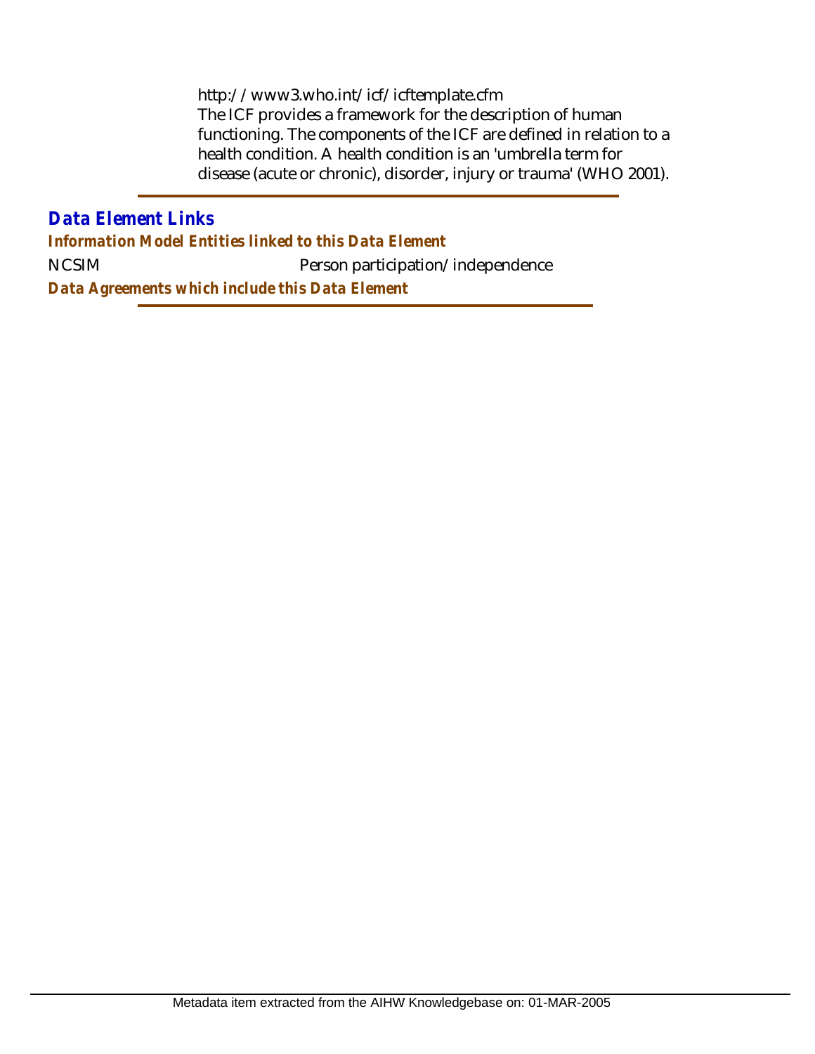http://www3.who.int/icf/icftemplate.cfm
The ICF provides a framework for the description of human functioning. The components of the ICF are defined in relation to a health condition. A health condition is an 'umbrella term for disease (acute or chronic), disorder, injury or trauma' (WHO 2001).

## Data Element Links

### *Information Model Entities linked to this Data Element*

| | |
|---|---|
| NCSIM | Person participation/independence |

### *Data Agreements which include this Data Element*